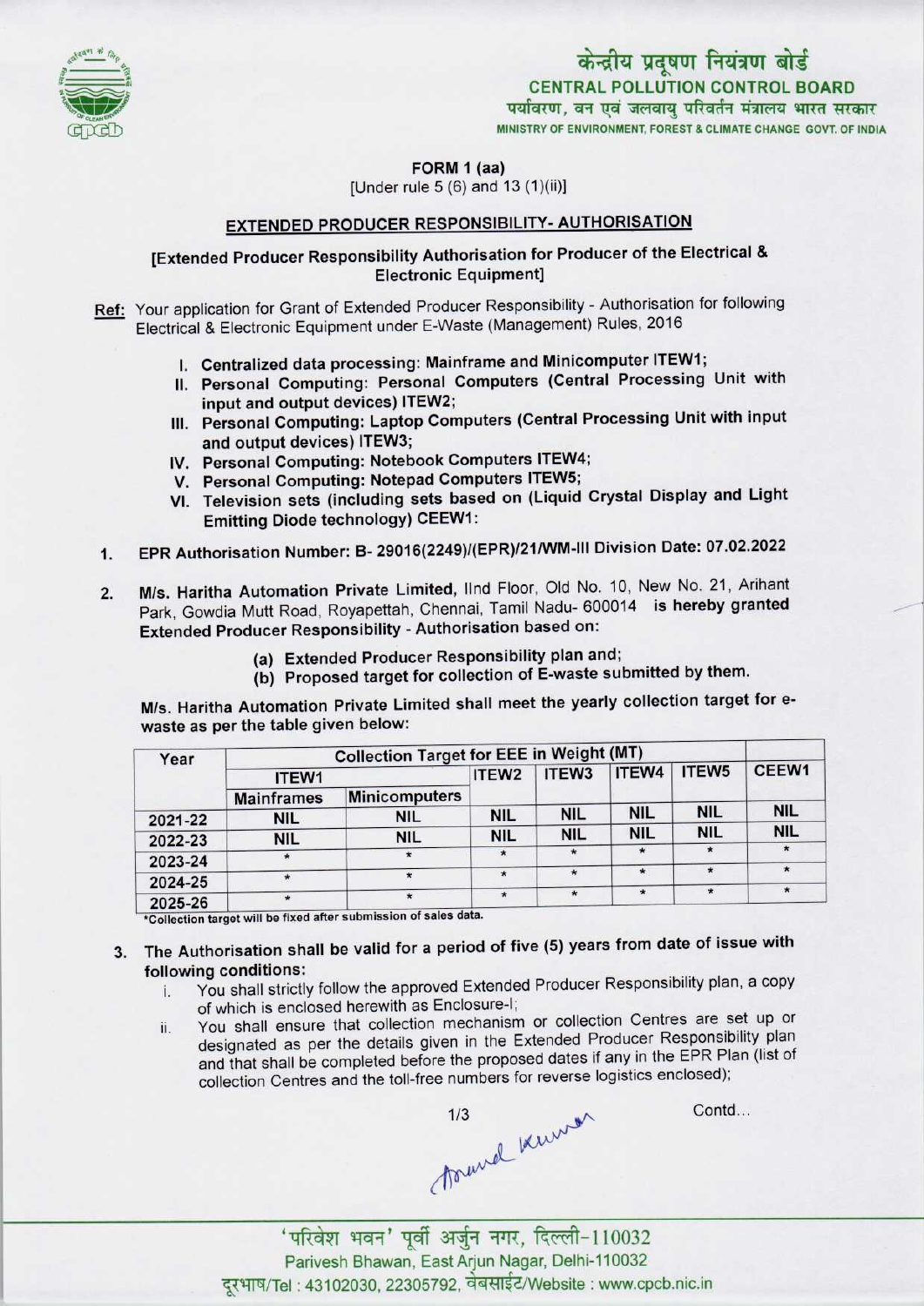# केन्द्रीय प्रदूषण नियंत्रण बोर्ड
## CENTRAL POLLUTION CONTROL BOARD
पर्यावरण, वन एवं जलवायु परिवर्तन मंत्रालय भारत सरकार
MINISTRY OF ENVIRONMENT, FOREST & CLIMATE CHANGE GOVT. OF INDIA

**FORM 1 (aa)**
[Under rule 5 (6) and 13 (1)(ii)]

## EXTENDED PRODUCER RESPONSIBILITY- AUTHORISATION

**[Extended Producer Responsibility Authorisation for Producer of the Electrical & Electronic Equipment]**

**Ref:** Your application for Grant of Extended Producer Responsibility - Authorisation for following Electrical & Electronic Equipment under E-Waste (Management) Rules, 2016

I. **Centralized data processing: Mainframe and Minicomputer ITEW1;**
II. **Personal Computing: Personal Computers (Central Processing Unit with input and output devices) ITEW2;**
III. **Personal Computing: Laptop Computers (Central Processing Unit with input and output devices) ITEW3;**
IV. **Personal Computing: Notebook Computers ITEW4;**
V. **Personal Computing: Notepad Computers ITEW5;**
VI. **Television sets (including sets based on (Liquid Crystal Display and Light Emitting Diode technology) CEEW1:**

1. **EPR Authorisation Number: B- 29016(2249)/(EPR)/21/WM-III Division Date: 07.02.2022**

2. **M/s. Haritha Automation Private Limited,** IInd Floor, Old No. 10, New No. 21, Arihant Park, Gowdia Mutt Road, Royapettah, Chennai, Tamil Nadu- 600014 **is hereby granted Extended Producer Responsibility** - **Authorisation based on:**

   **(a) Extended Producer Responsibility plan and;**
   **(b) Proposed target for collection of E-waste submitted by them.**

M/s. Haritha Automation Private Limited shall meet the yearly collection target for e-waste as per the table given below:

| Year | Collection Target for EEE in Weight (MT) | | | | | | |
|---|---|---|---|---|---|---|---|
| | ITEW1 | | ITEW2 | ITEW3 | ITEW4 | ITEW5 | CEEW1 |
| | Mainframes | Minicomputers | | | | | |
| 2021-22 | NIL | NIL | NIL | NIL | NIL | NIL | NIL |
| 2022-23 | NIL | NIL | NIL | NIL | NIL | NIL | NIL |
| 2023-24 | * | * | * | * | * | * | * |
| 2024-25 | * | * | * | * | * | * | * |
| 2025-26 | * | * | * | * | * | * | * |

*Collection target will be fixed after submission of sales data.

3. The Authorisation shall be valid for a period of five (5) years from date of issue with following conditions:
   i. You shall strictly follow the approved Extended Producer Responsibility plan, a copy of which is enclosed herewith as Enclosure-I;
   ii. You shall ensure that collection mechanism or collection Centres are set up or designated as per the details given in the Extended Producer Responsibility plan and that shall be completed before the proposed dates if any in the EPR Plan (list of collection Centres and the toll-free numbers for reverse logistics enclosed);

Contd...

'परिवेश भवन' पूर्वी अर्जुन नगर, दिल्ली-110032
Parivesh Bhawan, East Arjun Nagar, Delhi-110032
दूरभाष/Tel : 43102030, 22305792, वेबसाईट/Website : www.cpcb.nic.in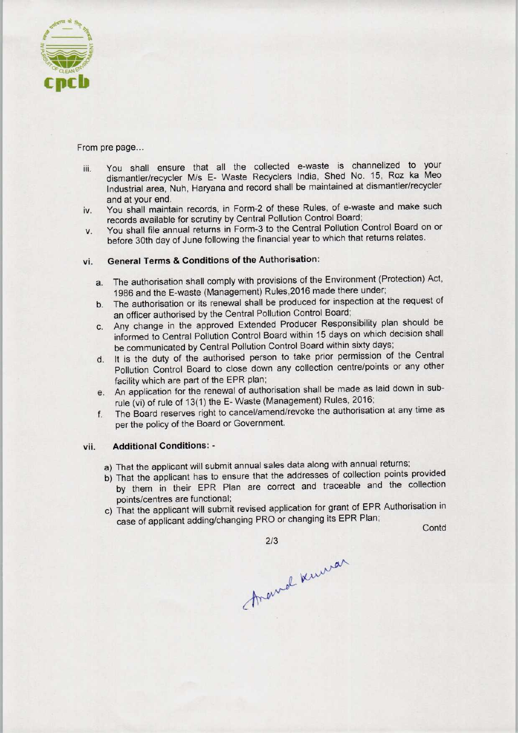From pre page...

iii. You shall ensure that all the collected e-waste is channelized to your dismantler/recycler M/s E- Waste Recyclers India, Shed No. 15, Roz ka Meo Industrial area, Nuh, Haryana and record shall be maintained at dismantler/recycler and at your end.

iv. You shall maintain records, in Form-2 of these Rules, of e-waste and make such records available for scrutiny by Central Pollution Control Board;

v. You shall file annual returns in Form-3 to the Central Pollution Control Board on or before 30th day of June following the financial year to which that returns relates.

vi. **General Terms & Conditions of the Authorisation:**

a. The authorisation shall comply with provisions of the Environment (Protection) Act, 1986 and the E-waste (Management) Rules,2016 made there under;

b. The authorisation or its renewal shall be produced for inspection at the request of an officer authorised by the Central Pollution Control Board;

c. Any change in the approved Extended Producer Responsibility plan should be informed to Central Pollution Control Board within 15 days on which decision shall be communicated by Central Pollution Control Board within sixty days;

d. It is the duty of the authorised person to take prior permission of the Central Pollution Control Board to close down any collection centre/points or any other facility which are part of the EPR plan;

e. An application for the renewal of authorisation shall be made as laid down in sub-rule (vi) of rule of 13(1) the E- Waste (Management) Rules, 2016;

f. The Board reserves right to cancel/amend/revoke the authorisation at any time as per the policy of the Board or Government.

vii. **Additional Conditions: -**

a) That the applicant will submit annual sales data along with annual returns;

b) That the applicant has to ensure that the addresses of collection points provided by them in their EPR Plan are correct and traceable and the collection points/centres are functional;

c) That the applicant will submit revised application for grant of EPR Authorisation in case of applicant adding/changing PRO or changing its EPR Plan;

Contd

Anand Kumar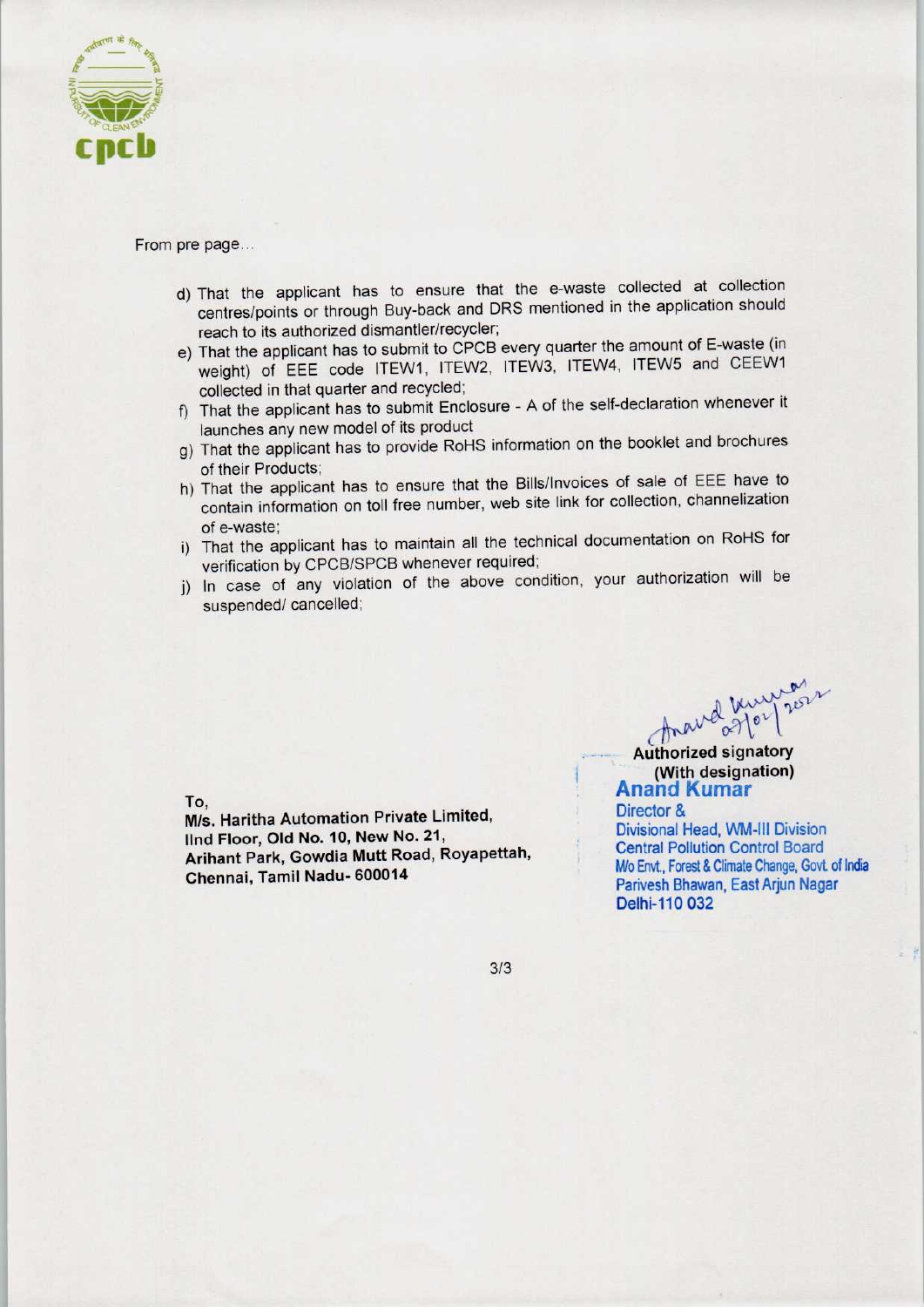From pre page...

d) That the applicant has to ensure that the e-waste collected at collection centres/points or through Buy-back and DRS mentioned in the application should reach to its authorized dismantler/recycler;
e) That the applicant has to submit to CPCB every quarter the amount of E-waste (in weight) of EEE code ITEW1, ITEW2, ITEW3, ITEW4, ITEW5 and CEEW1 collected in that quarter and recycled;
f) That the applicant has to submit Enclosure - A of the self-declaration whenever it launches any new model of its product
g) That the applicant has to provide RoHS information on the booklet and brochures of their Products;
h) That the applicant has to ensure that the Bills/Invoices of sale of EEE have to contain information on toll free number, web site link for collection, channelization of e-waste;
i) That the applicant has to maintain all the technical documentation on RoHS for verification by CPCB/SPCB whenever required;
j) In case of any violation of the above condition, your authorization will be suspended/ cancelled;

Anand Kumar 27/01/2022

Authorized signatory
(With designation)

**Anand Kumar**
Director &
Divisional Head, WM-III Division
Central Pollution Control Board
M/o Envt., Forest & Climate Change, Govt. of India
Parivesh Bhawan, East Arjun Nagar
Delhi-110 032

To,
**M/s. Haritha Automation Private Limited,**
**IInd Floor, Old No. 10, New No. 21,**
**Arihant Park, Gowdia Mutt Road, Royapettah,**
**Chennai, Tamil Nadu- 600014**